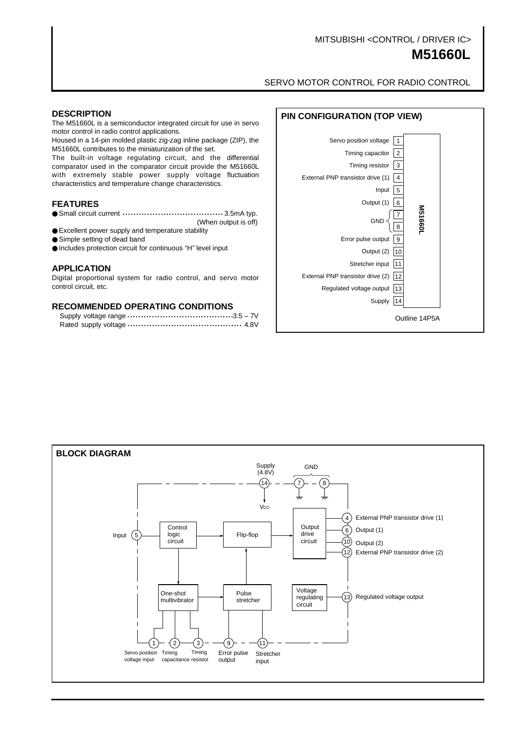MITSUBISHI <CONTROL / DRIVER IC>

# M51660L

SERVO MOTOR CONTROL FOR RADIO CONTROL

## DESCRIPTION

The M51660L is a semiconductor integrated circuit for use in servo motor control in radio control applications.

Housed in a 14-pin molded plastic zig-zag inline package (ZIP), the M51660L contributes to the miniaturization of the set.

The built-in voltage regulating circuit, and the differential comparator used in the comparator circuit provide the M51660L with extremely stable power supply voltage fluctuation characteristics and temperature change characteristics.

## FEATURES

- Small circuit current ································· 3.5mA typ. (When output is off)
- Excellent power supply and temperature stability
- Simple setting of dead band
- Includes protection circuit for continuous "H" level input

## APPLICATION

Digital proportional system for radio control, and servo motor control circuit, etc.

## RECOMMENDED OPERATING CONDITIONS

Supply voltage range ································· 3.5 – 7V
Rated supply voltage ································· 4.8V

## PIN CONFIGURATION (TOP VIEW)

| Pin | Function |
|---|---|
| 1 | Servo position voltage |
| 2 | Timing capacitor |
| 3 | Timing resistor |
| 4 | External PNP transistor drive (1) |
| 5 | Input |
| 6 | Output (1) |
| 7 | GND |
| 8 | GND |
| 9 | Error pulse output |
| 10 | Output (2) |
| 11 | Stretcher input |
| 12 | External PNP transistor drive (2) |
| 13 | Regulated voltage output |
| 14 | Supply |

M51660L

Outline 14P5A

## BLOCK DIAGRAM

Supply (4.8V) 14 → VCC; GND 7, 8

Input 5 → Control logic circuit → Flip-flop → Output drive circuit → 4 External PNP transistor drive (1), 6 Output (1), 10 Output (2), 12 External PNP transistor drive (2)

Control logic circuit → One-shot multivibrator → Pulse stretcher → Flip-flop

Voltage regulating circuit → 13 Regulated voltage output

1 Servo position voltage input, 2 Timing capacitance, 3 Timing resistor, 9 Error pulse output, 11 Stretcher input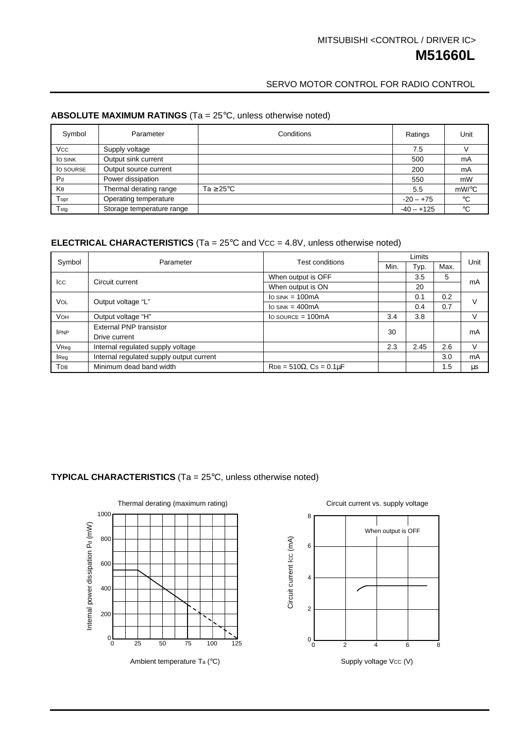## ABSOLUTE MAXIMUM RATINGS (Ta = 25°C, unless otherwise noted)

| Symbol | Parameter | Conditions | Ratings | Unit |
|---|---|---|---|---|
| $V_{CC}$ | Supply voltage | | 7.5 | V |
| $I_{O\ SINK}$ | Output sink current | | 500 | mA |
| $I_{O\ SOURSE}$ | Output source current | | 200 | mA |
| $P_d$ | Power dissipation | | 550 | mW |
| $K\theta$ | Thermal derating range | Ta ≥ 25°C | 5.5 | mW/°C |
| $T_{opr}$ | Operating temperature | | -20 – +75 | °C |
| $T_{stg}$ | Storage temperature range | | -40 – +125 | °C |

## ELECTRICAL CHARACTERISTICS (Ta = 25°C and $V_{CC}$ = 4.8V, unless otherwise noted)

| Symbol | Parameter | Test conditions | Limits | | | Unit |
|---|---|---|---|---|---|---|
| | | | Min. | Typ. | Max. | |
| $I_{CC}$ | Circuit current | When output is OFF | | 3.5 | 5 | mA |
| | | When output is ON | | 20 | | |
| $V_{OL}$ | Output voltage "L" | $I_{O\ SINK}$ = 100mA | | 0.1 | 0.2 | V |
| | | $I_{O\ SINK}$ = 400mA | | 0.4 | 0.7 | |
| $V_{OH}$ | Output voltage "H" | $I_{O\ SOURCE}$ = 100mA | 3.4 | 3.8 | | V |
| $I_{PNP}$ | External PNP transistor Drive current | | 30 | | | mA |
| $V_{Reg}$ | Internal regulated supply voltage | | 2.3 | 2.45 | 2.6 | V |
| $I_{Reg}$ | Internal regulated supply output current | | | | 3.0 | mA |
| $T_{DB}$ | Minimum dead band width | $R_{DB}$ = 510Ω, $C_S$ = 0.1μF | | | 1.5 | μs |

## TYPICAL CHARACTERISTICS (Ta = 25°C, unless otherwise noted)

Thermal derating (maximum rating)

Circuit current vs. supply voltage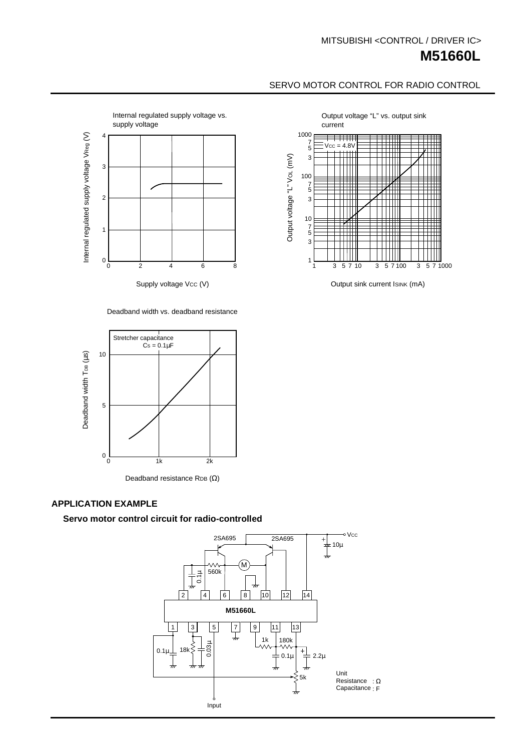Internal regulated supply voltage vs. supply voltage

Output voltage "L" vs. output sink current

Deadband width vs. deadband resistance

## APPLICATION EXAMPLE

### Servo motor control circuit for radio-controlled

Unit
Resistance : Ω
Capacitance : F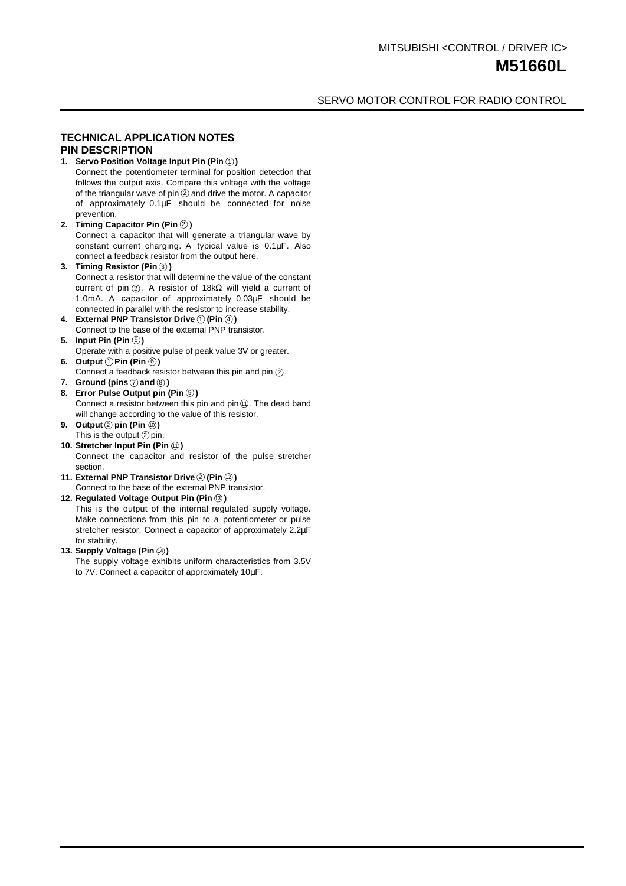## TECHNICAL APPLICATION NOTES

### PIN DESCRIPTION

1. **Servo Position Voltage Input Pin (Pin ①)**
   Connect the potentiometer terminal for position detection that follows the output axis. Compare this voltage with the voltage of the triangular wave of pin ② and drive the motor. A capacitor of approximately 0.1µF should be connected for noise prevention.
2. **Timing Capacitor Pin (Pin ②)**
   Connect a capacitor that will generate a triangular wave by constant current charging. A typical value is 0.1µF. Also connect a feedback resistor from the output here.
3. **Timing Resistor (Pin ③)**
   Connect a resistor that will determine the value of the constant current of pin ②. A resistor of 18kΩ will yield a current of 1.0mA. A capacitor of approximately 0.03µF should be connected in parallel with the resistor to increase stability.
4. **External PNP Transistor Drive ① (Pin ④)**
   Connect to the base of the external PNP transistor.
5. **Input Pin (Pin ⑤)**
   Operate with a positive pulse of peak value 3V or greater.
6. **Output ① Pin (Pin ⑥)**
   Connect a feedback resistor between this pin and pin ②.
7. **Ground (pins ⑦ and ⑧)**
8. **Error Pulse Output pin (Pin ⑨)**
   Connect a resistor between this pin and pin ⑪. The dead band will change according to the value of this resistor.
9. **Output ② pin (Pin ⑩)**
   This is the output ② pin.
10. **Stretcher Input Pin (Pin ⑪)**
    Connect the capacitor and resistor of the pulse stretcher section.
11. **External PNP Transistor Drive ② (Pin ⑫)**
    Connect to the base of the external PNP transistor.
12. **Regulated Voltage Output Pin (Pin ⑬)**
    This is the output of the internal regulated supply voltage. Make connections from this pin to a potentiometer or pulse stretcher resistor. Connect a capacitor of approximately 2.2µF for stability.
13. **Supply Voltage (Pin ⑭)**
    The supply voltage exhibits uniform characteristics from 3.5V to 7V. Connect a capacitor of approximately 10µF.